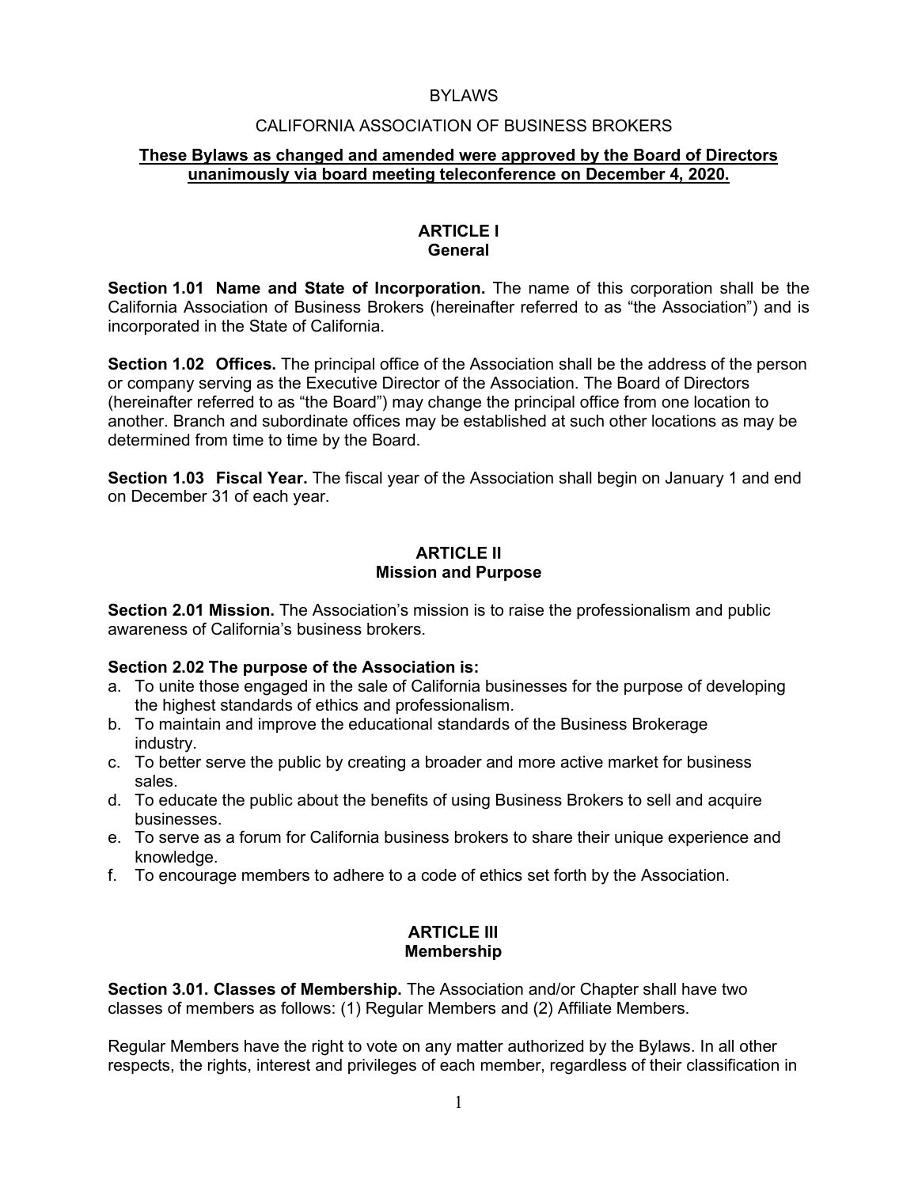# BYLAWS

## CALIFORNIA ASSOCIATION OF BUSINESS BROKERS

**These Bylaws as changed and amended were approved by the Board of Directors unanimously via board meeting teleconference on December 4, 2020.**

## ARTICLE I
### General

**Section 1.01 Name and State of Incorporation.** The name of this corporation shall be the California Association of Business Brokers (hereinafter referred to as "the Association") and is incorporated in the State of California.

**Section 1.02 Offices.** The principal office of the Association shall be the address of the person or company serving as the Executive Director of the Association. The Board of Directors (hereinafter referred to as "the Board") may change the principal office from one location to another. Branch and subordinate offices may be established at such other locations as may be determined from time to time by the Board.

**Section 1.03 Fiscal Year.** The fiscal year of the Association shall begin on January 1 and end on December 31 of each year.

## ARTICLE II
### Mission and Purpose

**Section 2.01 Mission.** The Association's mission is to raise the professionalism and public awareness of California's business brokers.

**Section 2.02 The purpose of the Association is:**

a. To unite those engaged in the sale of California businesses for the purpose of developing the highest standards of ethics and professionalism.
b. To maintain and improve the educational standards of the Business Brokerage industry.
c. To better serve the public by creating a broader and more active market for business sales.
d. To educate the public about the benefits of using Business Brokers to sell and acquire businesses.
e. To serve as a forum for California business brokers to share their unique experience and knowledge.
f. To encourage members to adhere to a code of ethics set forth by the Association.

## ARTICLE III
### Membership

**Section 3.01. Classes of Membership.** The Association and/or Chapter shall have two classes of members as follows: (1) Regular Members and (2) Affiliate Members.

Regular Members have the right to vote on any matter authorized by the Bylaws. In all other respects, the rights, interest and privileges of each member, regardless of their classification in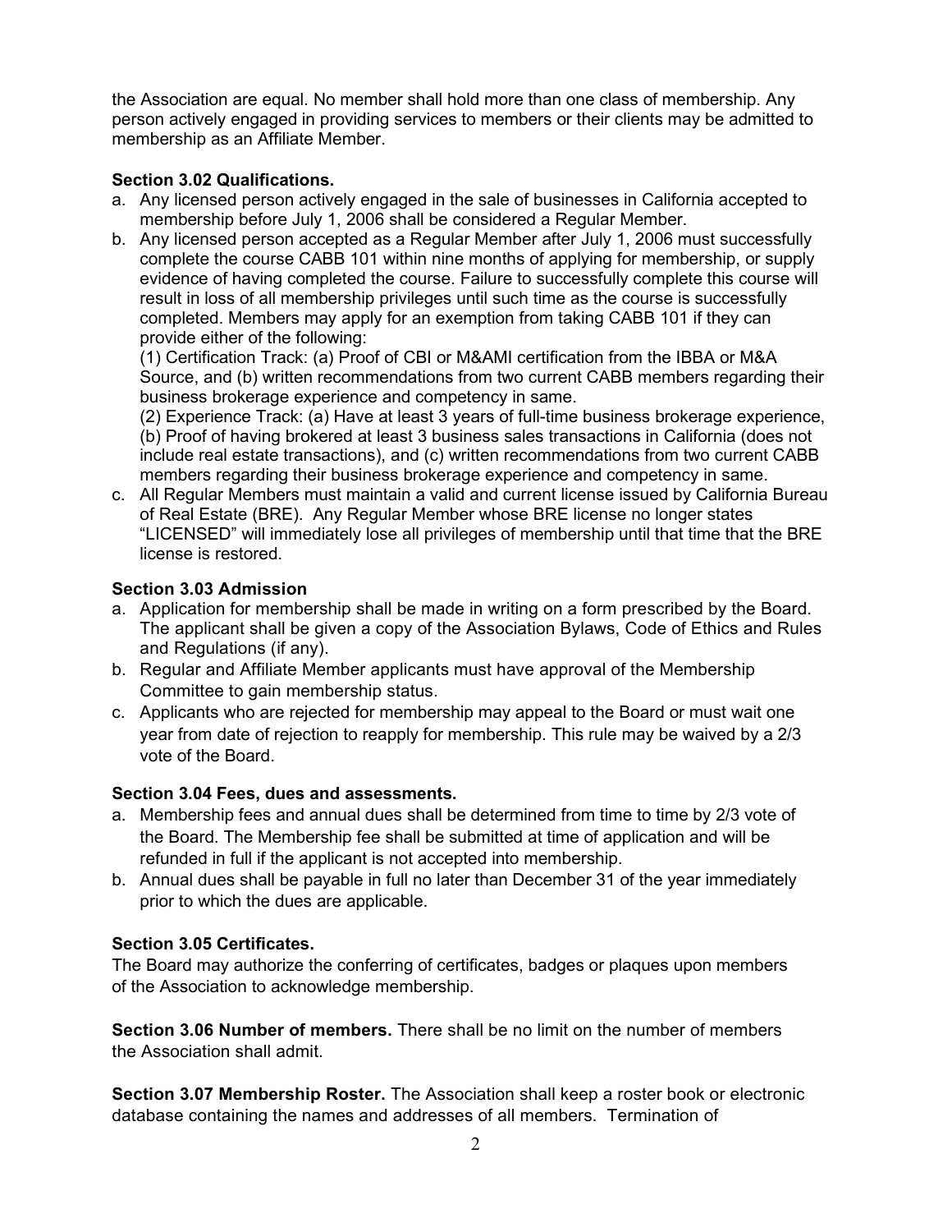the Association are equal. No member shall hold more than one class of membership. Any person actively engaged in providing services to members or their clients may be admitted to membership as an Affiliate Member.

**Section 3.02 Qualifications.**

a. Any licensed person actively engaged in the sale of businesses in California accepted to membership before July 1, 2006 shall be considered a Regular Member.
b. Any licensed person accepted as a Regular Member after July 1, 2006 must successfully complete the course CABB 101 within nine months of applying for membership, or supply evidence of having completed the course. Failure to successfully complete this course will result in loss of all membership privileges until such time as the course is successfully completed. Members may apply for an exemption from taking CABB 101 if they can provide either of the following:

   (1) Certification Track: (a) Proof of CBI or M&AMI certification from the IBBA or M&A Source, and (b) written recommendations from two current CABB members regarding their business brokerage experience and competency in same.

   (2) Experience Track: (a) Have at least 3 years of full-time business brokerage experience, (b) Proof of having brokered at least 3 business sales transactions in California (does not include real estate transactions), and (c) written recommendations from two current CABB members regarding their business brokerage experience and competency in same.
c. All Regular Members must maintain a valid and current license issued by California Bureau of Real Estate (BRE). Any Regular Member whose BRE license no longer states "LICENSED" will immediately lose all privileges of membership until that time that the BRE license is restored.

**Section 3.03 Admission**

a. Application for membership shall be made in writing on a form prescribed by the Board. The applicant shall be given a copy of the Association Bylaws, Code of Ethics and Rules and Regulations (if any).
b. Regular and Affiliate Member applicants must have approval of the Membership Committee to gain membership status.
c. Applicants who are rejected for membership may appeal to the Board or must wait one year from date of rejection to reapply for membership. This rule may be waived by a 2/3 vote of the Board.

**Section 3.04 Fees, dues and assessments.**

a. Membership fees and annual dues shall be determined from time to time by 2/3 vote of the Board. The Membership fee shall be submitted at time of application and will be refunded in full if the applicant is not accepted into membership.
b. Annual dues shall be payable in full no later than December 31 of the year immediately prior to which the dues are applicable.

**Section 3.05 Certificates.**

The Board may authorize the conferring of certificates, badges or plaques upon members of the Association to acknowledge membership.

**Section 3.06 Number of members.** There shall be no limit on the number of members the Association shall admit.

**Section 3.07 Membership Roster.** The Association shall keep a roster book or electronic database containing the names and addresses of all members. Termination of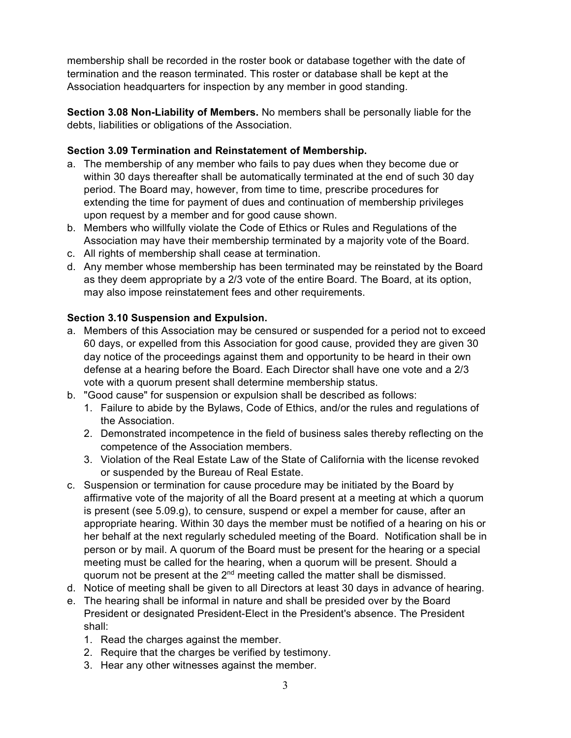membership shall be recorded in the roster book or database together with the date of termination and the reason terminated. This roster or database shall be kept at the Association headquarters for inspection by any member in good standing.

**Section 3.08 Non-Liability of Members.** No members shall be personally liable for the debts, liabilities or obligations of the Association.

**Section 3.09 Termination and Reinstatement of Membership.**

a. The membership of any member who fails to pay dues when they become due or within 30 days thereafter shall be automatically terminated at the end of such 30 day period. The Board may, however, from time to time, prescribe procedures for extending the time for payment of dues and continuation of membership privileges upon request by a member and for good cause shown.
b. Members who willfully violate the Code of Ethics or Rules and Regulations of the Association may have their membership terminated by a majority vote of the Board.
c. All rights of membership shall cease at termination.
d. Any member whose membership has been terminated may be reinstated by the Board as they deem appropriate by a 2/3 vote of the entire Board. The Board, at its option, may also impose reinstatement fees and other requirements.

**Section 3.10 Suspension and Expulsion.**

a. Members of this Association may be censured or suspended for a period not to exceed 60 days, or expelled from this Association for good cause, provided they are given 30 day notice of the proceedings against them and opportunity to be heard in their own defense at a hearing before the Board. Each Director shall have one vote and a 2/3 vote with a quorum present shall determine membership status.
b. "Good cause" for suspension or expulsion shall be described as follows:
   1. Failure to abide by the Bylaws, Code of Ethics, and/or the rules and regulations of the Association.
   2. Demonstrated incompetence in the field of business sales thereby reflecting on the competence of the Association members.
   3. Violation of the Real Estate Law of the State of California with the license revoked or suspended by the Bureau of Real Estate.
c. Suspension or termination for cause procedure may be initiated by the Board by affirmative vote of the majority of all the Board present at a meeting at which a quorum is present (see 5.09.g), to censure, suspend or expel a member for cause, after an appropriate hearing. Within 30 days the member must be notified of a hearing on his or her behalf at the next regularly scheduled meeting of the Board. Notification shall be in person or by mail. A quorum of the Board must be present for the hearing or a special meeting must be called for the hearing, when a quorum will be present. Should a quorum not be present at the 2nd meeting called the matter shall be dismissed.
d. Notice of meeting shall be given to all Directors at least 30 days in advance of hearing.
e. The hearing shall be informal in nature and shall be presided over by the Board President or designated President-Elect in the President's absence. The President shall:
   1. Read the charges against the member.
   2. Require that the charges be verified by testimony.
   3. Hear any other witnesses against the member.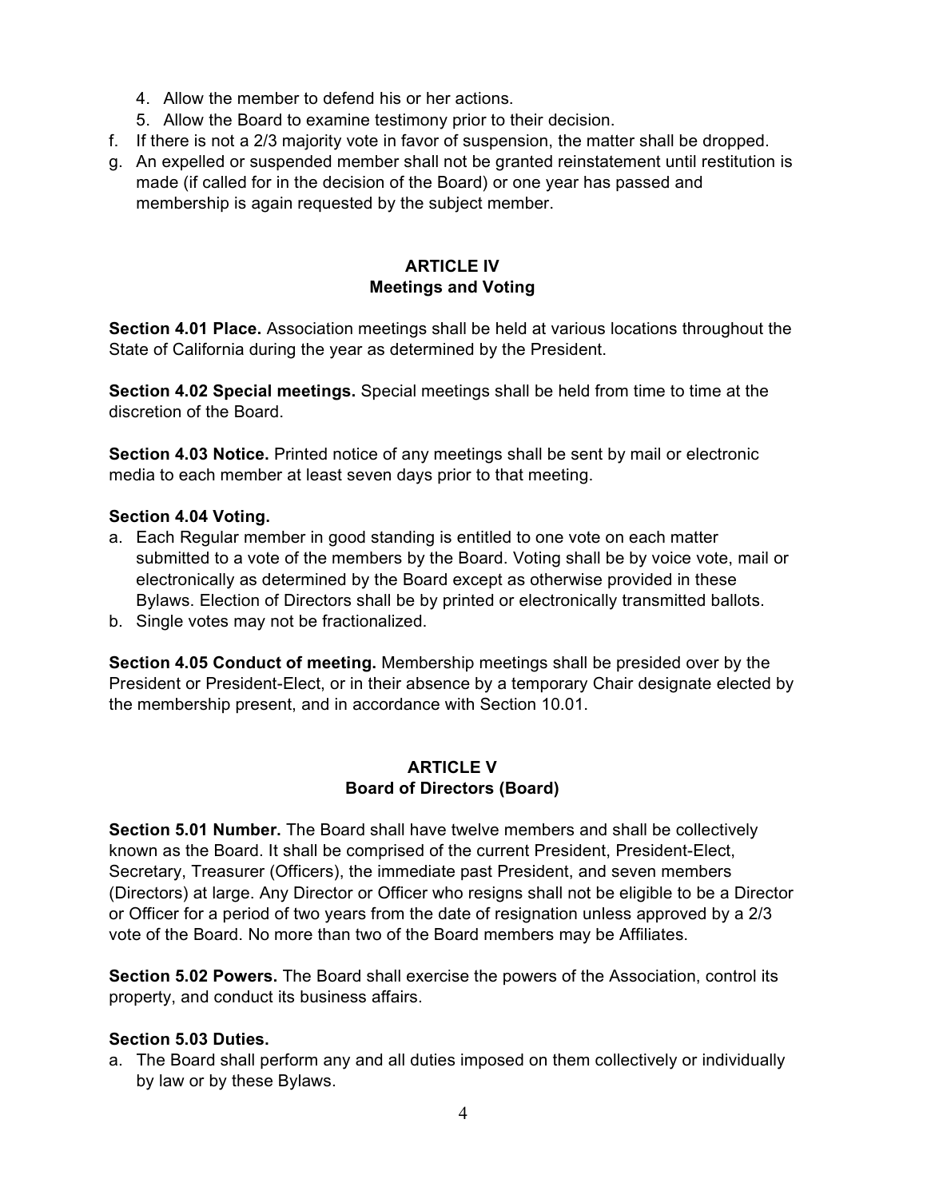4. Allow the member to defend his or her actions.
   5. Allow the Board to examine testimony prior to their decision.

f. If there is not a 2/3 majority vote in favor of suspension, the matter shall be dropped.

g. An expelled or suspended member shall not be granted reinstatement until restitution is made (if called for in the decision of the Board) or one year has passed and membership is again requested by the subject member.

## ARTICLE IV
## Meetings and Voting

**Section 4.01 Place.** Association meetings shall be held at various locations throughout the State of California during the year as determined by the President.

**Section 4.02 Special meetings.** Special meetings shall be held from time to time at the discretion of the Board.

**Section 4.03 Notice.** Printed notice of any meetings shall be sent by mail or electronic media to each member at least seven days prior to that meeting.

**Section 4.04 Voting.**

a. Each Regular member in good standing is entitled to one vote on each matter submitted to a vote of the members by the Board. Voting shall be by voice vote, mail or electronically as determined by the Board except as otherwise provided in these Bylaws. Election of Directors shall be by printed or electronically transmitted ballots.

b. Single votes may not be fractionalized.

**Section 4.05 Conduct of meeting.** Membership meetings shall be presided over by the President or President-Elect, or in their absence by a temporary Chair designate elected by the membership present, and in accordance with Section 10.01.

## ARTICLE V
## Board of Directors (Board)

**Section 5.01 Number.** The Board shall have twelve members and shall be collectively known as the Board. It shall be comprised of the current President, President-Elect, Secretary, Treasurer (Officers), the immediate past President, and seven members (Directors) at large. Any Director or Officer who resigns shall not be eligible to be a Director or Officer for a period of two years from the date of resignation unless approved by a 2/3 vote of the Board. No more than two of the Board members may be Affiliates.

**Section 5.02 Powers.** The Board shall exercise the powers of the Association, control its property, and conduct its business affairs.

**Section 5.03 Duties.**

a. The Board shall perform any and all duties imposed on them collectively or individually by law or by these Bylaws.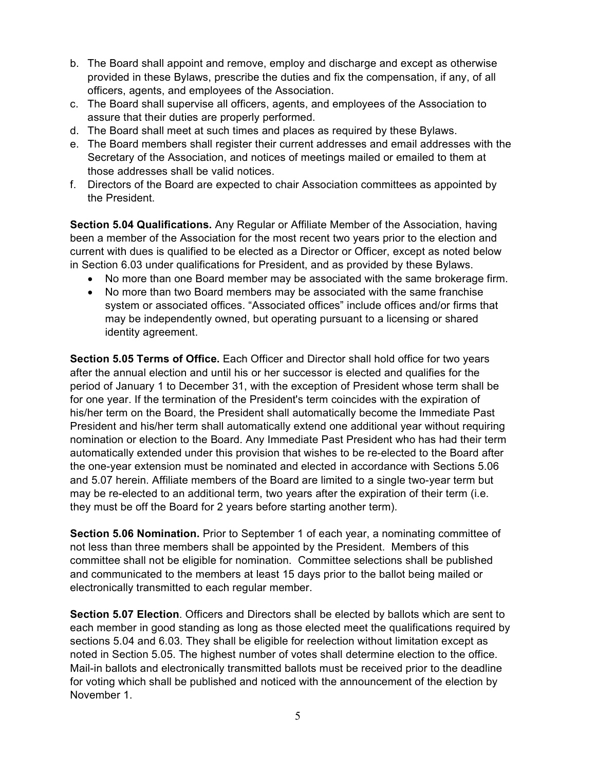b. The Board shall appoint and remove, employ and discharge and except as otherwise provided in these Bylaws, prescribe the duties and fix the compensation, if any, of all officers, agents, and employees of the Association.
c. The Board shall supervise all officers, agents, and employees of the Association to assure that their duties are properly performed.
d. The Board shall meet at such times and places as required by these Bylaws.
e. The Board members shall register their current addresses and email addresses with the Secretary of the Association, and notices of meetings mailed or emailed to them at those addresses shall be valid notices.
f. Directors of the Board are expected to chair Association committees as appointed by the President.

**Section 5.04 Qualifications.** Any Regular or Affiliate Member of the Association, having been a member of the Association for the most recent two years prior to the election and current with dues is qualified to be elected as a Director or Officer, except as noted below in Section 6.03 under qualifications for President, and as provided by these Bylaws.

- No more than one Board member may be associated with the same brokerage firm.
- No more than two Board members may be associated with the same franchise system or associated offices. "Associated offices" include offices and/or firms that may be independently owned, but operating pursuant to a licensing or shared identity agreement.

**Section 5.05 Terms of Office.** Each Officer and Director shall hold office for two years after the annual election and until his or her successor is elected and qualifies for the period of January 1 to December 31, with the exception of President whose term shall be for one year. If the termination of the President's term coincides with the expiration of his/her term on the Board, the President shall automatically become the Immediate Past President and his/her term shall automatically extend one additional year without requiring nomination or election to the Board. Any Immediate Past President who has had their term automatically extended under this provision that wishes to be re-elected to the Board after the one-year extension must be nominated and elected in accordance with Sections 5.06 and 5.07 herein. Affiliate members of the Board are limited to a single two-year term but may be re-elected to an additional term, two years after the expiration of their term (i.e. they must be off the Board for 2 years before starting another term).

**Section 5.06 Nomination.** Prior to September 1 of each year, a nominating committee of not less than three members shall be appointed by the President. Members of this committee shall not be eligible for nomination. Committee selections shall be published and communicated to the members at least 15 days prior to the ballot being mailed or electronically transmitted to each regular member.

**Section 5.07 Election**. Officers and Directors shall be elected by ballots which are sent to each member in good standing as long as those elected meet the qualifications required by sections 5.04 and 6.03. They shall be eligible for reelection without limitation except as noted in Section 5.05. The highest number of votes shall determine election to the office. Mail-in ballots and electronically transmitted ballots must be received prior to the deadline for voting which shall be published and noticed with the announcement of the election by November 1.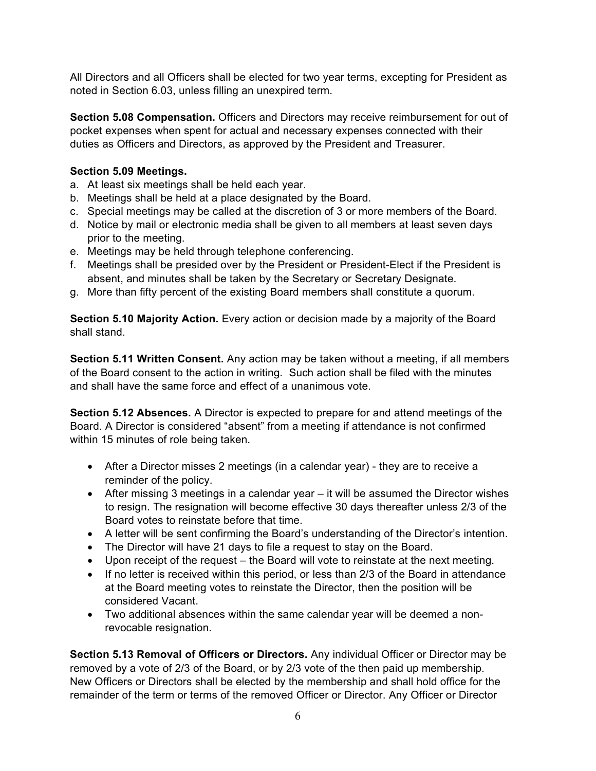All Directors and all Officers shall be elected for two year terms, excepting for President as noted in Section 6.03, unless filling an unexpired term.

**Section 5.08 Compensation.** Officers and Directors may receive reimbursement for out of pocket expenses when spent for actual and necessary expenses connected with their duties as Officers and Directors, as approved by the President and Treasurer.

**Section 5.09 Meetings.**

a. At least six meetings shall be held each year.
b. Meetings shall be held at a place designated by the Board.
c. Special meetings may be called at the discretion of 3 or more members of the Board.
d. Notice by mail or electronic media shall be given to all members at least seven days prior to the meeting.
e. Meetings may be held through telephone conferencing.
f. Meetings shall be presided over by the President or President-Elect if the President is absent, and minutes shall be taken by the Secretary or Secretary Designate.
g. More than fifty percent of the existing Board members shall constitute a quorum.

**Section 5.10 Majority Action.** Every action or decision made by a majority of the Board shall stand.

**Section 5.11 Written Consent.** Any action may be taken without a meeting, if all members of the Board consent to the action in writing. Such action shall be filed with the minutes and shall have the same force and effect of a unanimous vote.

**Section 5.12 Absences.** A Director is expected to prepare for and attend meetings of the Board. A Director is considered "absent" from a meeting if attendance is not confirmed within 15 minutes of role being taken.

- After a Director misses 2 meetings (in a calendar year) - they are to receive a reminder of the policy.
- After missing 3 meetings in a calendar year – it will be assumed the Director wishes to resign. The resignation will become effective 30 days thereafter unless 2/3 of the Board votes to reinstate before that time.
- A letter will be sent confirming the Board's understanding of the Director's intention.
- The Director will have 21 days to file a request to stay on the Board.
- Upon receipt of the request – the Board will vote to reinstate at the next meeting.
- If no letter is received within this period, or less than 2/3 of the Board in attendance at the Board meeting votes to reinstate the Director, then the position will be considered Vacant.
- Two additional absences within the same calendar year will be deemed a non-revocable resignation.

**Section 5.13 Removal of Officers or Directors.** Any individual Officer or Director may be removed by a vote of 2/3 of the Board, or by 2/3 vote of the then paid up membership. New Officers or Directors shall be elected by the membership and shall hold office for the remainder of the term or terms of the removed Officer or Director. Any Officer or Director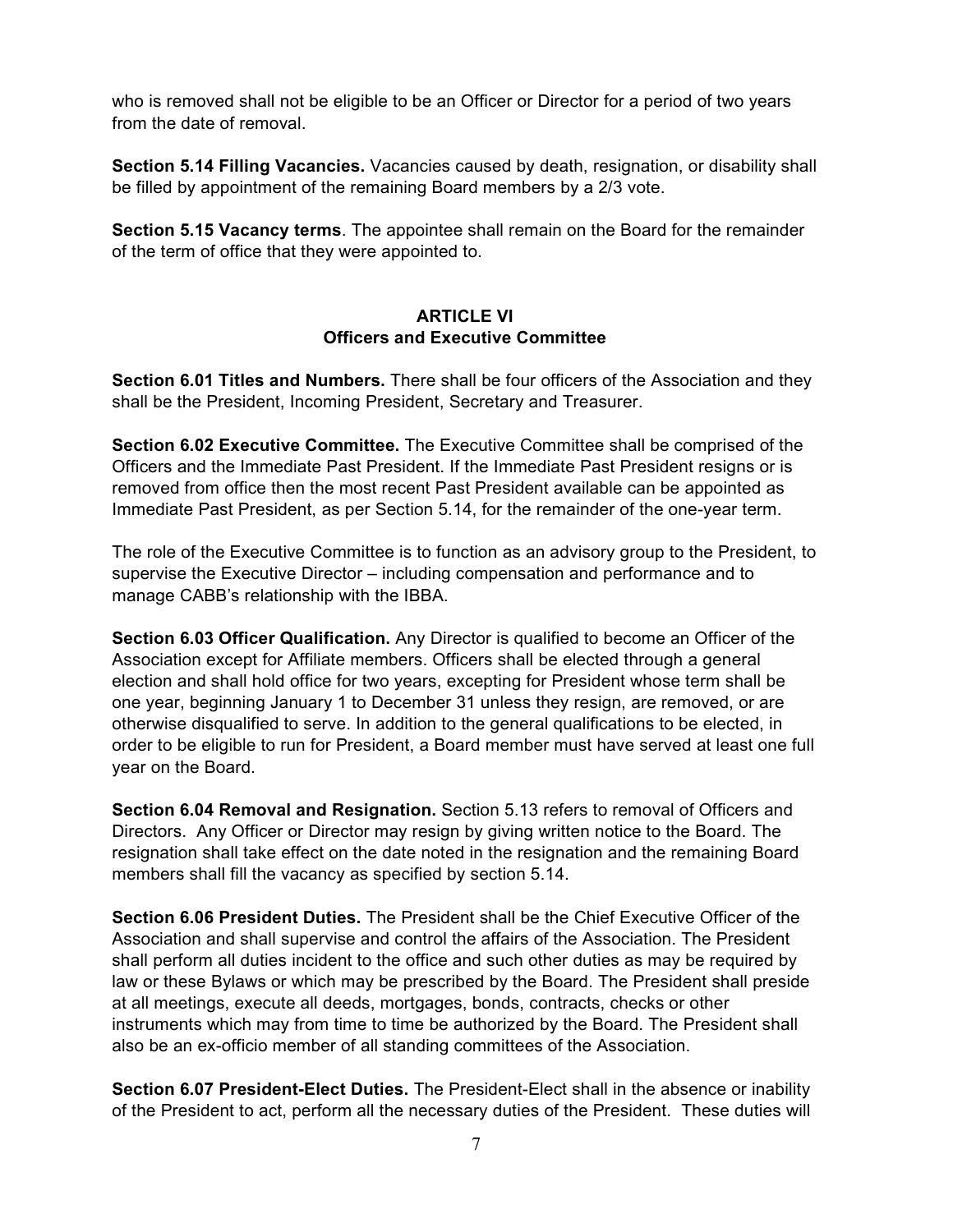who is removed shall not be eligible to be an Officer or Director for a period of two years from the date of removal.

**Section 5.14 Filling Vacancies.** Vacancies caused by death, resignation, or disability shall be filled by appointment of the remaining Board members by a 2/3 vote.

**Section 5.15 Vacancy terms**. The appointee shall remain on the Board for the remainder of the term of office that they were appointed to.

## ARTICLE VI
## Officers and Executive Committee

**Section 6.01 Titles and Numbers.** There shall be four officers of the Association and they shall be the President, Incoming President, Secretary and Treasurer.

**Section 6.02 Executive Committee.** The Executive Committee shall be comprised of the Officers and the Immediate Past President. If the Immediate Past President resigns or is removed from office then the most recent Past President available can be appointed as Immediate Past President, as per Section 5.14, for the remainder of the one-year term.

The role of the Executive Committee is to function as an advisory group to the President, to supervise the Executive Director – including compensation and performance and to manage CABB's relationship with the IBBA.

**Section 6.03 Officer Qualification.** Any Director is qualified to become an Officer of the Association except for Affiliate members. Officers shall be elected through a general election and shall hold office for two years, excepting for President whose term shall be one year, beginning January 1 to December 31 unless they resign, are removed, or are otherwise disqualified to serve. In addition to the general qualifications to be elected, in order to be eligible to run for President, a Board member must have served at least one full year on the Board.

**Section 6.04 Removal and Resignation.** Section 5.13 refers to removal of Officers and Directors. Any Officer or Director may resign by giving written notice to the Board. The resignation shall take effect on the date noted in the resignation and the remaining Board members shall fill the vacancy as specified by section 5.14.

**Section 6.06 President Duties.** The President shall be the Chief Executive Officer of the Association and shall supervise and control the affairs of the Association. The President shall perform all duties incident to the office and such other duties as may be required by law or these Bylaws or which may be prescribed by the Board. The President shall preside at all meetings, execute all deeds, mortgages, bonds, contracts, checks or other instruments which may from time to time be authorized by the Board. The President shall also be an ex-officio member of all standing committees of the Association.

**Section 6.07 President-Elect Duties.** The President-Elect shall in the absence or inability of the President to act, perform all the necessary duties of the President. These duties will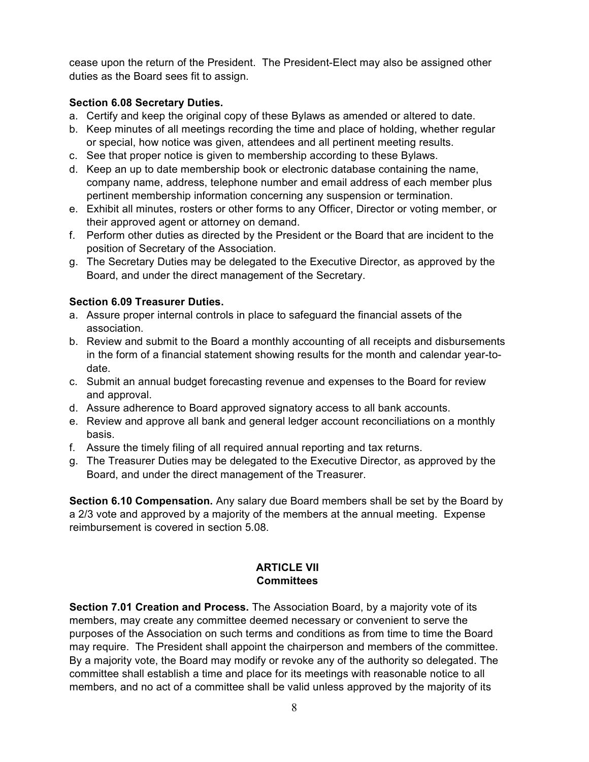cease upon the return of the President. The President-Elect may also be assigned other duties as the Board sees fit to assign.

**Section 6.08 Secretary Duties.**

a. Certify and keep the original copy of these Bylaws as amended or altered to date.
b. Keep minutes of all meetings recording the time and place of holding, whether regular or special, how notice was given, attendees and all pertinent meeting results.
c. See that proper notice is given to membership according to these Bylaws.
d. Keep an up to date membership book or electronic database containing the name, company name, address, telephone number and email address of each member plus pertinent membership information concerning any suspension or termination.
e. Exhibit all minutes, rosters or other forms to any Officer, Director or voting member, or their approved agent or attorney on demand.
f. Perform other duties as directed by the President or the Board that are incident to the position of Secretary of the Association.
g. The Secretary Duties may be delegated to the Executive Director, as approved by the Board, and under the direct management of the Secretary.

**Section 6.09 Treasurer Duties.**

a. Assure proper internal controls in place to safeguard the financial assets of the association.
b. Review and submit to the Board a monthly accounting of all receipts and disbursements in the form of a financial statement showing results for the month and calendar year-to-date.
c. Submit an annual budget forecasting revenue and expenses to the Board for review and approval.
d. Assure adherence to Board approved signatory access to all bank accounts.
e. Review and approve all bank and general ledger account reconciliations on a monthly basis.
f. Assure the timely filing of all required annual reporting and tax returns.
g. The Treasurer Duties may be delegated to the Executive Director, as approved by the Board, and under the direct management of the Treasurer.

**Section 6.10 Compensation.** Any salary due Board members shall be set by the Board by a 2/3 vote and approved by a majority of the members at the annual meeting. Expense reimbursement is covered in section 5.08.

## ARTICLE VII
## Committees

**Section 7.01 Creation and Process.** The Association Board, by a majority vote of its members, may create any committee deemed necessary or convenient to serve the purposes of the Association on such terms and conditions as from time to time the Board may require. The President shall appoint the chairperson and members of the committee. By a majority vote, the Board may modify or revoke any of the authority so delegated. The committee shall establish a time and place for its meetings with reasonable notice to all members, and no act of a committee shall be valid unless approved by the majority of its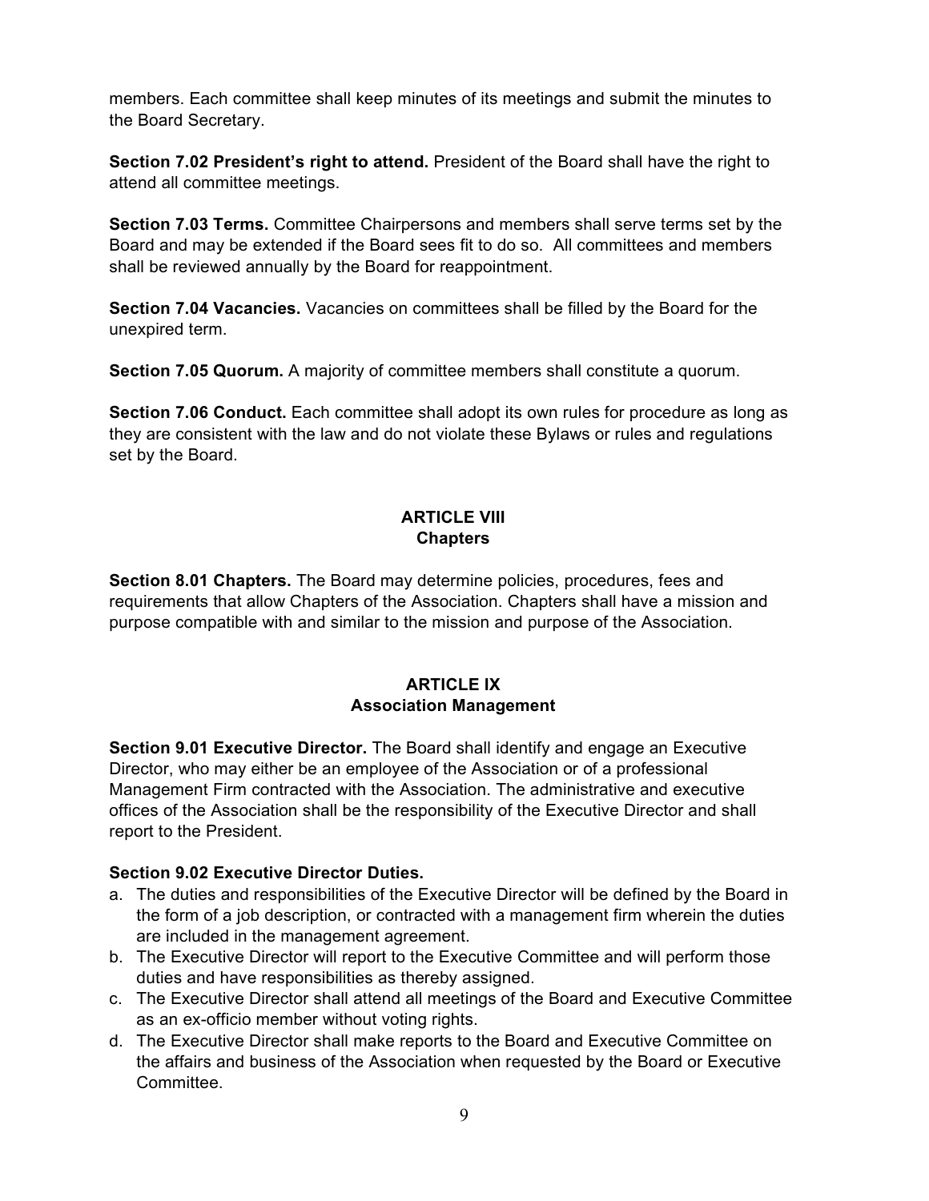members. Each committee shall keep minutes of its meetings and submit the minutes to the Board Secretary.

**Section 7.02 President's right to attend.** President of the Board shall have the right to attend all committee meetings.

**Section 7.03 Terms.** Committee Chairpersons and members shall serve terms set by the Board and may be extended if the Board sees fit to do so. All committees and members shall be reviewed annually by the Board for reappointment.

**Section 7.04 Vacancies.** Vacancies on committees shall be filled by the Board for the unexpired term.

**Section 7.05 Quorum.** A majority of committee members shall constitute a quorum.

**Section 7.06 Conduct.** Each committee shall adopt its own rules for procedure as long as they are consistent with the law and do not violate these Bylaws or rules and regulations set by the Board.

## ARTICLE VIII
## Chapters

**Section 8.01 Chapters.** The Board may determine policies, procedures, fees and requirements that allow Chapters of the Association. Chapters shall have a mission and purpose compatible with and similar to the mission and purpose of the Association.

## ARTICLE IX
## Association Management

**Section 9.01 Executive Director.** The Board shall identify and engage an Executive Director, who may either be an employee of the Association or of a professional Management Firm contracted with the Association. The administrative and executive offices of the Association shall be the responsibility of the Executive Director and shall report to the President.

**Section 9.02 Executive Director Duties.**

a. The duties and responsibilities of the Executive Director will be defined by the Board in the form of a job description, or contracted with a management firm wherein the duties are included in the management agreement.
b. The Executive Director will report to the Executive Committee and will perform those duties and have responsibilities as thereby assigned.
c. The Executive Director shall attend all meetings of the Board and Executive Committee as an ex-officio member without voting rights.
d. The Executive Director shall make reports to the Board and Executive Committee on the affairs and business of the Association when requested by the Board or Executive Committee.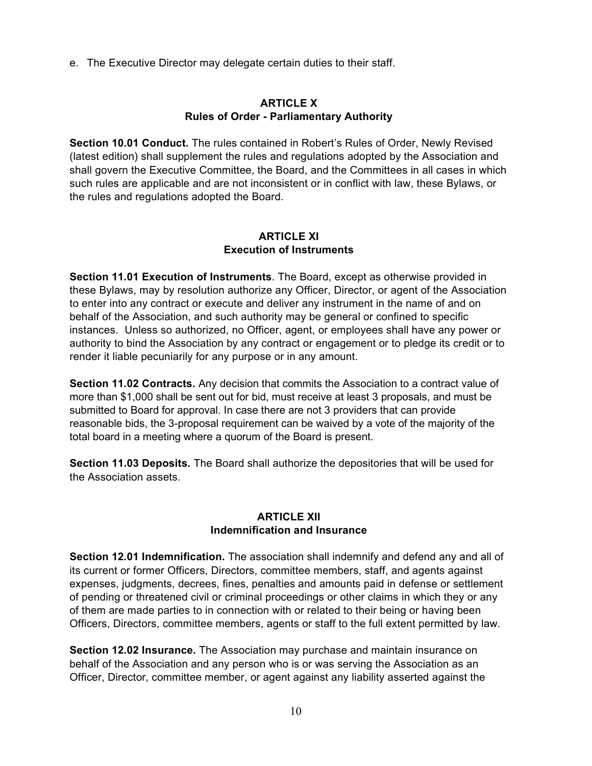e. The Executive Director may delegate certain duties to their staff.

## ARTICLE X
## Rules of Order - Parliamentary Authority

**Section 10.01 Conduct.** The rules contained in Robert's Rules of Order, Newly Revised (latest edition) shall supplement the rules and regulations adopted by the Association and shall govern the Executive Committee, the Board, and the Committees in all cases in which such rules are applicable and are not inconsistent or in conflict with law, these Bylaws, or the rules and regulations adopted the Board.

## ARTICLE XI
## Execution of Instruments

**Section 11.01 Execution of Instruments**. The Board, except as otherwise provided in these Bylaws, may by resolution authorize any Officer, Director, or agent of the Association to enter into any contract or execute and deliver any instrument in the name of and on behalf of the Association, and such authority may be general or confined to specific instances. Unless so authorized, no Officer, agent, or employees shall have any power or authority to bind the Association by any contract or engagement or to pledge its credit or to render it liable pecuniarily for any purpose or in any amount.

**Section 11.02 Contracts.** Any decision that commits the Association to a contract value of more than $1,000 shall be sent out for bid, must receive at least 3 proposals, and must be submitted to Board for approval. In case there are not 3 providers that can provide reasonable bids, the 3-proposal requirement can be waived by a vote of the majority of the total board in a meeting where a quorum of the Board is present.

**Section 11.03 Deposits.** The Board shall authorize the depositories that will be used for the Association assets.

## ARTICLE XII
## Indemnification and Insurance

**Section 12.01 Indemnification.** The association shall indemnify and defend any and all of its current or former Officers, Directors, committee members, staff, and agents against expenses, judgments, decrees, fines, penalties and amounts paid in defense or settlement of pending or threatened civil or criminal proceedings or other claims in which they or any of them are made parties to in connection with or related to their being or having been Officers, Directors, committee members, agents or staff to the full extent permitted by law.

**Section 12.02 Insurance.** The Association may purchase and maintain insurance on behalf of the Association and any person who is or was serving the Association as an Officer, Director, committee member, or agent against any liability asserted against the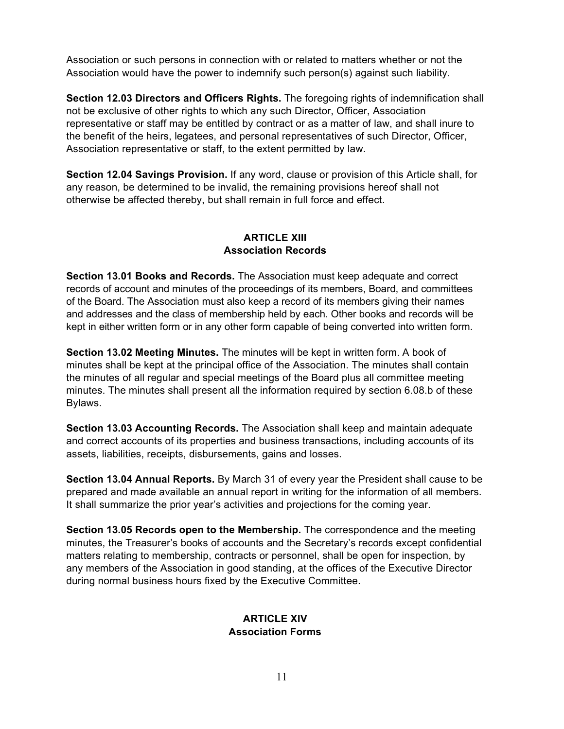Association or such persons in connection with or related to matters whether or not the Association would have the power to indemnify such person(s) against such liability.

**Section 12.03 Directors and Officers Rights.** The foregoing rights of indemnification shall not be exclusive of other rights to which any such Director, Officer, Association representative or staff may be entitled by contract or as a matter of law, and shall inure to the benefit of the heirs, legatees, and personal representatives of such Director, Officer, Association representative or staff, to the extent permitted by law.

**Section 12.04 Savings Provision.** If any word, clause or provision of this Article shall, for any reason, be determined to be invalid, the remaining provisions hereof shall not otherwise be affected thereby, but shall remain in full force and effect.

## ARTICLE XIII
## Association Records

**Section 13.01 Books and Records.** The Association must keep adequate and correct records of account and minutes of the proceedings of its members, Board, and committees of the Board. The Association must also keep a record of its members giving their names and addresses and the class of membership held by each. Other books and records will be kept in either written form or in any other form capable of being converted into written form.

**Section 13.02 Meeting Minutes.** The minutes will be kept in written form. A book of minutes shall be kept at the principal office of the Association. The minutes shall contain the minutes of all regular and special meetings of the Board plus all committee meeting minutes. The minutes shall present all the information required by section 6.08.b of these Bylaws.

**Section 13.03 Accounting Records.** The Association shall keep and maintain adequate and correct accounts of its properties and business transactions, including accounts of its assets, liabilities, receipts, disbursements, gains and losses.

**Section 13.04 Annual Reports.** By March 31 of every year the President shall cause to be prepared and made available an annual report in writing for the information of all members. It shall summarize the prior year's activities and projections for the coming year.

**Section 13.05 Records open to the Membership.** The correspondence and the meeting minutes, the Treasurer's books of accounts and the Secretary's records except confidential matters relating to membership, contracts or personnel, shall be open for inspection, by any members of the Association in good standing, at the offices of the Executive Director during normal business hours fixed by the Executive Committee.

## ARTICLE XIV
## Association Forms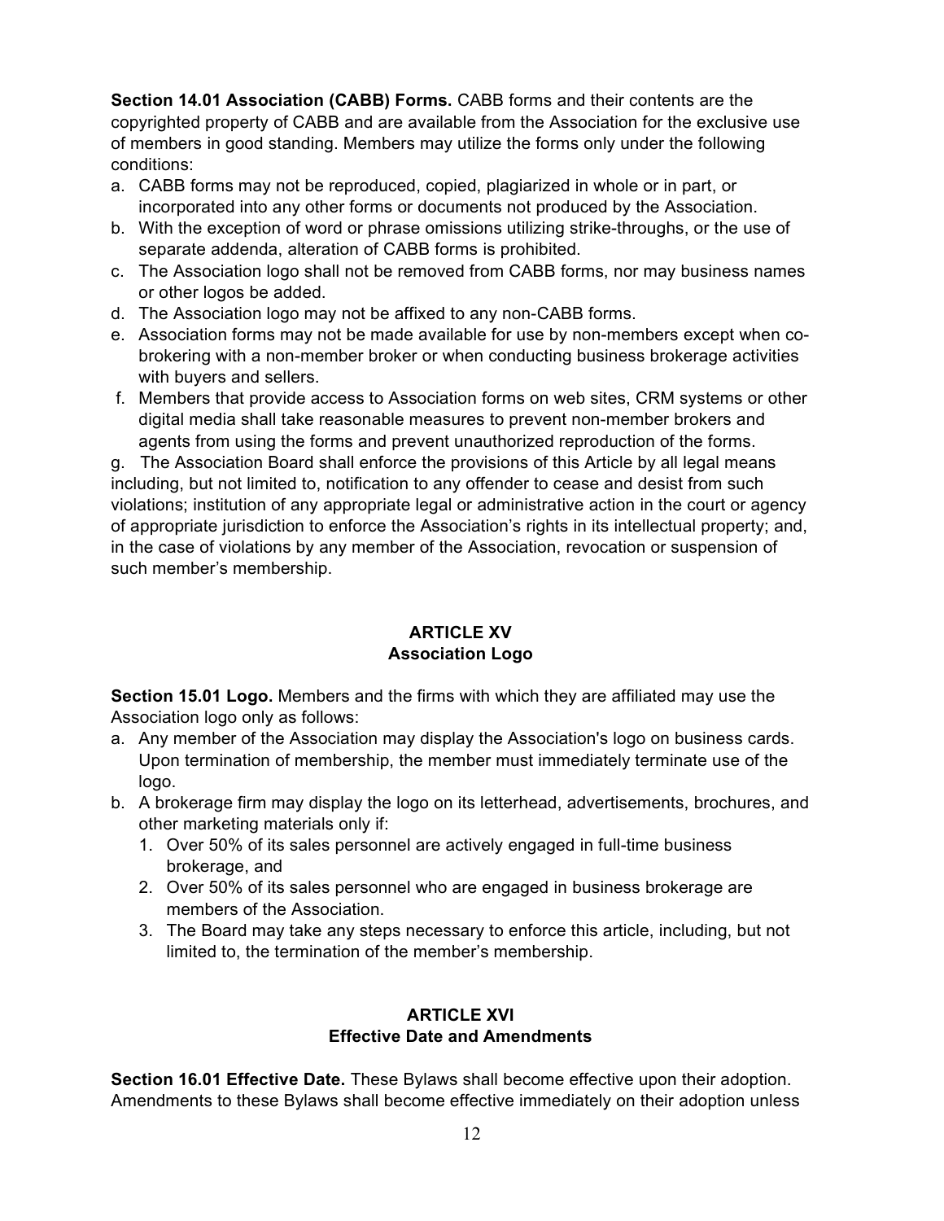**Section 14.01 Association (CABB) Forms.** CABB forms and their contents are the copyrighted property of CABB and are available from the Association for the exclusive use of members in good standing. Members may utilize the forms only under the following conditions:

a. CABB forms may not be reproduced, copied, plagiarized in whole or in part, or incorporated into any other forms or documents not produced by the Association.
b. With the exception of word or phrase omissions utilizing strike-throughs, or the use of separate addenda, alteration of CABB forms is prohibited.
c. The Association logo shall not be removed from CABB forms, nor may business names or other logos be added.
d. The Association logo may not be affixed to any non-CABB forms.
e. Association forms may not be made available for use by non-members except when co-brokering with a non-member broker or when conducting business brokerage activities with buyers and sellers.
f. Members that provide access to Association forms on web sites, CRM systems or other digital media shall take reasonable measures to prevent non-member brokers and agents from using the forms and prevent unauthorized reproduction of the forms.
g. The Association Board shall enforce the provisions of this Article by all legal means including, but not limited to, notification to any offender to cease and desist from such violations; institution of any appropriate legal or administrative action in the court or agency of appropriate jurisdiction to enforce the Association's rights in its intellectual property; and, in the case of violations by any member of the Association, revocation or suspension of such member's membership.

## ARTICLE XV
## Association Logo

**Section 15.01 Logo.** Members and the firms with which they are affiliated may use the Association logo only as follows:

a. Any member of the Association may display the Association's logo on business cards. Upon termination of membership, the member must immediately terminate use of the logo.
b. A brokerage firm may display the logo on its letterhead, advertisements, brochures, and other marketing materials only if:
   1. Over 50% of its sales personnel are actively engaged in full-time business brokerage, and
   2. Over 50% of its sales personnel who are engaged in business brokerage are members of the Association.
   3. The Board may take any steps necessary to enforce this article, including, but not limited to, the termination of the member's membership.

## ARTICLE XVI
## Effective Date and Amendments

**Section 16.01 Effective Date.** These Bylaws shall become effective upon their adoption. Amendments to these Bylaws shall become effective immediately on their adoption unless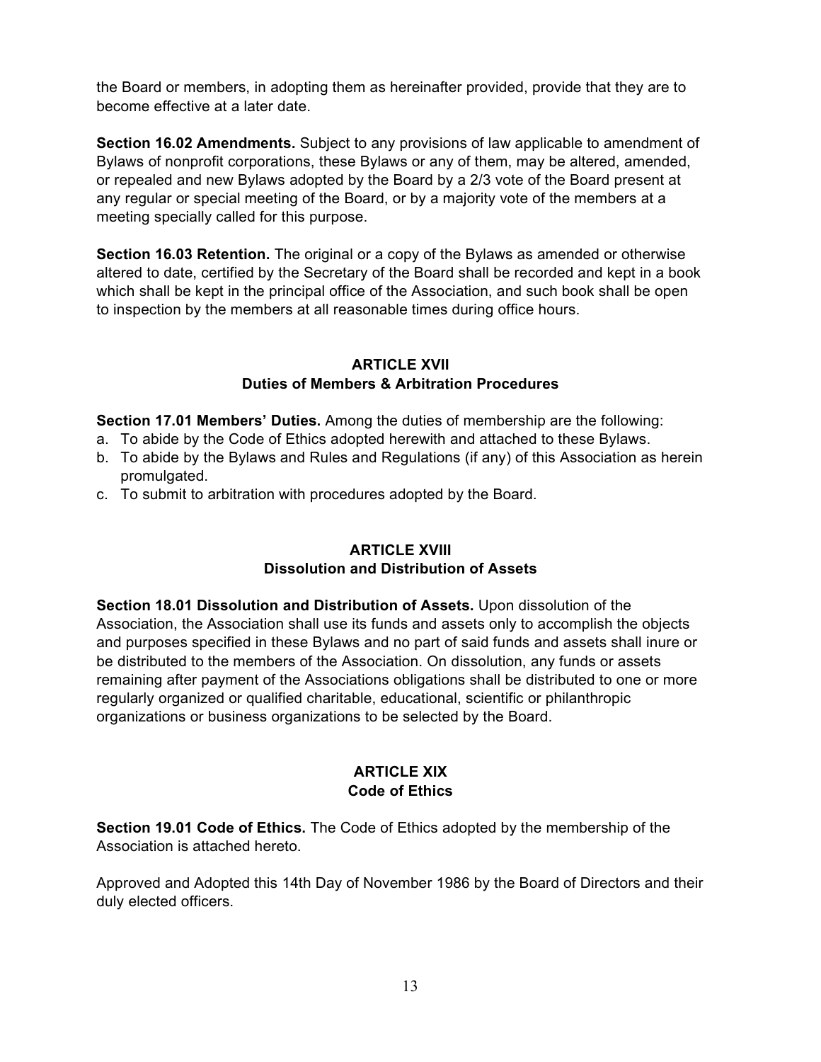the Board or members, in adopting them as hereinafter provided, provide that they are to become effective at a later date.

**Section 16.02 Amendments.** Subject to any provisions of law applicable to amendment of Bylaws of nonprofit corporations, these Bylaws or any of them, may be altered, amended, or repealed and new Bylaws adopted by the Board by a 2/3 vote of the Board present at any regular or special meeting of the Board, or by a majority vote of the members at a meeting specially called for this purpose.

**Section 16.03 Retention.** The original or a copy of the Bylaws as amended or otherwise altered to date, certified by the Secretary of the Board shall be recorded and kept in a book which shall be kept in the principal office of the Association, and such book shall be open to inspection by the members at all reasonable times during office hours.

## ARTICLE XVII
## Duties of Members & Arbitration Procedures

**Section 17.01 Members' Duties.** Among the duties of membership are the following:

a. To abide by the Code of Ethics adopted herewith and attached to these Bylaws.
b. To abide by the Bylaws and Rules and Regulations (if any) of this Association as herein promulgated.
c. To submit to arbitration with procedures adopted by the Board.

## ARTICLE XVIII
## Dissolution and Distribution of Assets

**Section 18.01 Dissolution and Distribution of Assets.** Upon dissolution of the Association, the Association shall use its funds and assets only to accomplish the objects and purposes specified in these Bylaws and no part of said funds and assets shall inure or be distributed to the members of the Association. On dissolution, any funds or assets remaining after payment of the Associations obligations shall be distributed to one or more regularly organized or qualified charitable, educational, scientific or philanthropic organizations or business organizations to be selected by the Board.

## ARTICLE XIX
## Code of Ethics

**Section 19.01 Code of Ethics.** The Code of Ethics adopted by the membership of the Association is attached hereto.

Approved and Adopted this 14th Day of November 1986 by the Board of Directors and their duly elected officers.